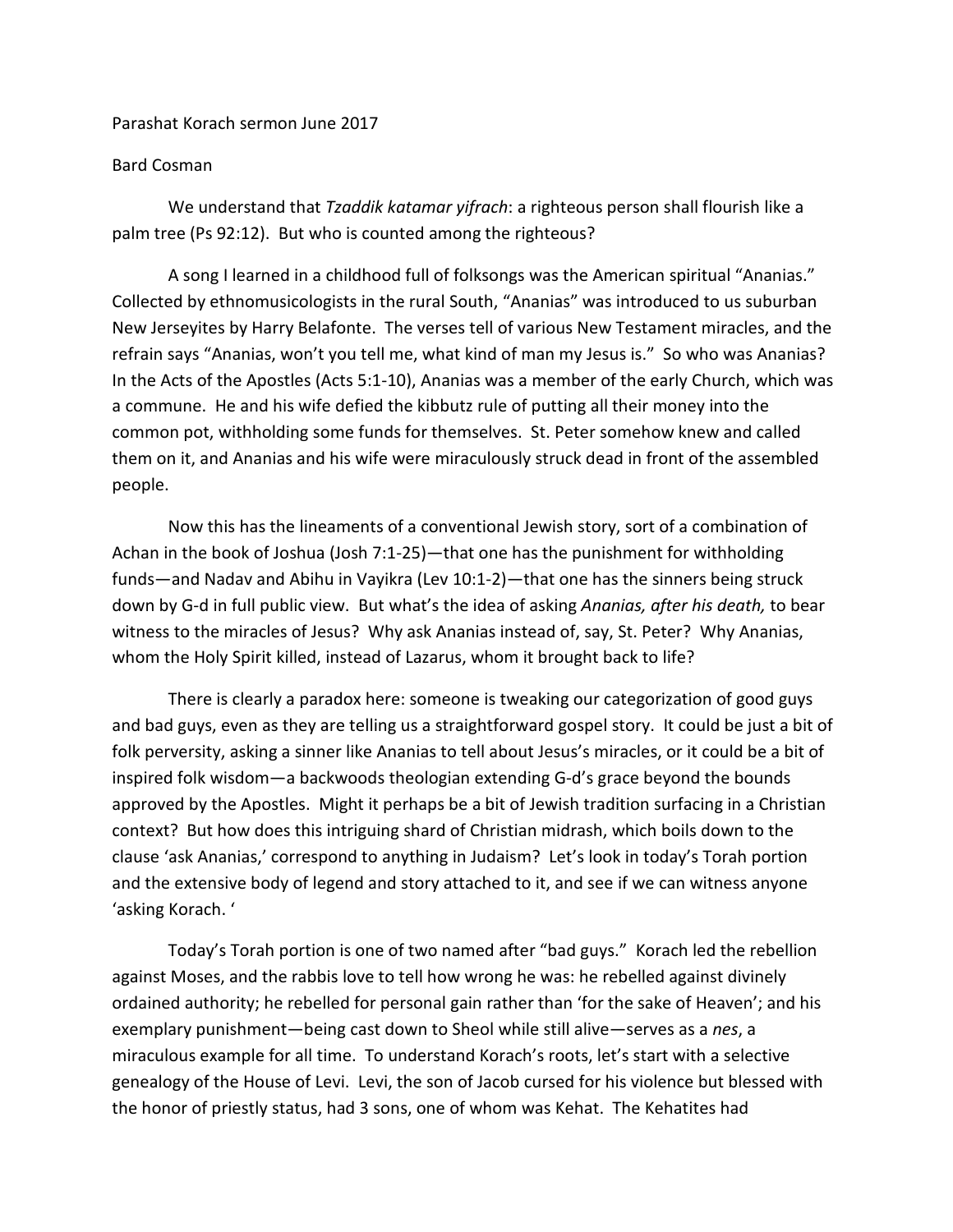Parashat Korach sermon June 2017

Bard Cosman

We understand that *Tzaddik katamar yifrach*: a righteous person shall flourish like a palm tree (Ps 92:12). But who is counted among the righteous?

A song I learned in a childhood full of folksongs was the American spiritual "Ananias." Collected by ethnomusicologists in the rural South, "Ananias" was introduced to us suburban New Jerseyites by Harry Belafonte. The verses tell of various New Testament miracles, and the refrain says "Ananias, won't you tell me, what kind of man my Jesus is." So who was Ananias? In the Acts of the Apostles (Acts 5:1-10), Ananias was a member of the early Church, which was a commune. He and his wife defied the kibbutz rule of putting all their money into the common pot, withholding some funds for themselves. St. Peter somehow knew and called them on it, and Ananias and his wife were miraculously struck dead in front of the assembled people.

Now this has the lineaments of a conventional Jewish story, sort of a combination of Achan in the book of Joshua (Josh 7:1-25)—that one has the punishment for withholding funds—and Nadav and Abihu in Vayikra (Lev 10:1-2)—that one has the sinners being struck down by G-d in full public view. But what's the idea of asking *Ananias, after his death,* to bear witness to the miracles of Jesus? Why ask Ananias instead of, say, St. Peter? Why Ananias, whom the Holy Spirit killed, instead of Lazarus, whom it brought back to life?

There is clearly a paradox here: someone is tweaking our categorization of good guys and bad guys, even as they are telling us a straightforward gospel story. It could be just a bit of folk perversity, asking a sinner like Ananias to tell about Jesus's miracles, or it could be a bit of inspired folk wisdom—a backwoods theologian extending G-d's grace beyond the bounds approved by the Apostles. Might it perhaps be a bit of Jewish tradition surfacing in a Christian context? But how does this intriguing shard of Christian midrash, which boils down to the clause 'ask Ananias,' correspond to anything in Judaism? Let's look in today's Torah portion and the extensive body of legend and story attached to it, and see if we can witness anyone 'asking Korach. '

Today's Torah portion is one of two named after "bad guys." Korach led the rebellion against Moses, and the rabbis love to tell how wrong he was: he rebelled against divinely ordained authority; he rebelled for personal gain rather than 'for the sake of Heaven'; and his exemplary punishment—being cast down to Sheol while still alive—serves as a *nes*, a miraculous example for all time. To understand Korach's roots, let's start with a selective genealogy of the House of Levi. Levi, the son of Jacob cursed for his violence but blessed with the honor of priestly status, had 3 sons, one of whom was Kehat. The Kehatites had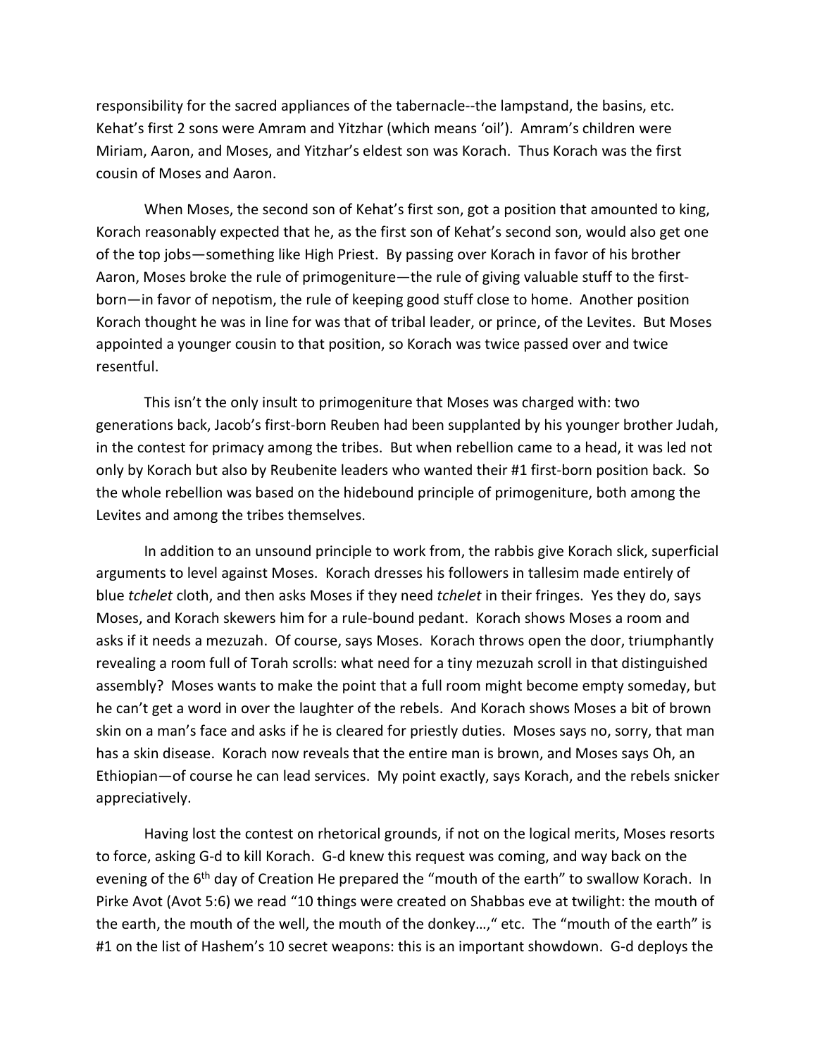responsibility for the sacred appliances of the tabernacle--the lampstand, the basins, etc. Kehat's first 2 sons were Amram and Yitzhar (which means 'oil'). Amram's children were Miriam, Aaron, and Moses, and Yitzhar's eldest son was Korach. Thus Korach was the first cousin of Moses and Aaron.

When Moses, the second son of Kehat's first son, got a position that amounted to king, Korach reasonably expected that he, as the first son of Kehat's second son, would also get one of the top jobs—something like High Priest. By passing over Korach in favor of his brother Aaron, Moses broke the rule of primogeniture—the rule of giving valuable stuff to the first-born—in favor of nepotism, the rule of keeping good stuff close to home. Another position Korach thought he was in line for was that of tribal leader, or prince, of the Levites. But Moses appointed a younger cousin to that position, so Korach was twice passed over and twice resentful.

This isn't the only insult to primogeniture that Moses was charged with: two generations back, Jacob's first-born Reuben had been supplanted by his younger brother Judah, in the contest for primacy among the tribes. But when rebellion came to a head, it was led not only by Korach but also by Reubenite leaders who wanted their #1 first-born position back. So the whole rebellion was based on the hidebound principle of primogeniture, both among the Levites and among the tribes themselves.

In addition to an unsound principle to work from, the rabbis give Korach slick, superficial arguments to level against Moses. Korach dresses his followers in tallesim made entirely of blue *tchelet* cloth, and then asks Moses if they need *tchelet* in their fringes. Yes they do, says Moses, and Korach skewers him for a rule-bound pedant. Korach shows Moses a room and asks if it needs a mezuzah. Of course, says Moses. Korach throws open the door, triumphantly revealing a room full of Torah scrolls: what need for a tiny mezuzah scroll in that distinguished assembly? Moses wants to make the point that a full room might become empty someday, but he can't get a word in over the laughter of the rebels. And Korach shows Moses a bit of brown skin on a man's face and asks if he is cleared for priestly duties. Moses says no, sorry, that man has a skin disease. Korach now reveals that the entire man is brown, and Moses says Oh, an Ethiopian—of course he can lead services. My point exactly, says Korach, and the rebels snicker appreciatively.

Having lost the contest on rhetorical grounds, if not on the logical merits, Moses resorts to force, asking G-d to kill Korach. G-d knew this request was coming, and way back on the evening of the 6th day of Creation He prepared the "mouth of the earth" to swallow Korach. In Pirke Avot (Avot 5:6) we read "10 things were created on Shabbas eve at twilight: the mouth of the earth, the mouth of the well, the mouth of the donkey…," etc. The "mouth of the earth" is #1 on the list of Hashem's 10 secret weapons: this is an important showdown. G-d deploys the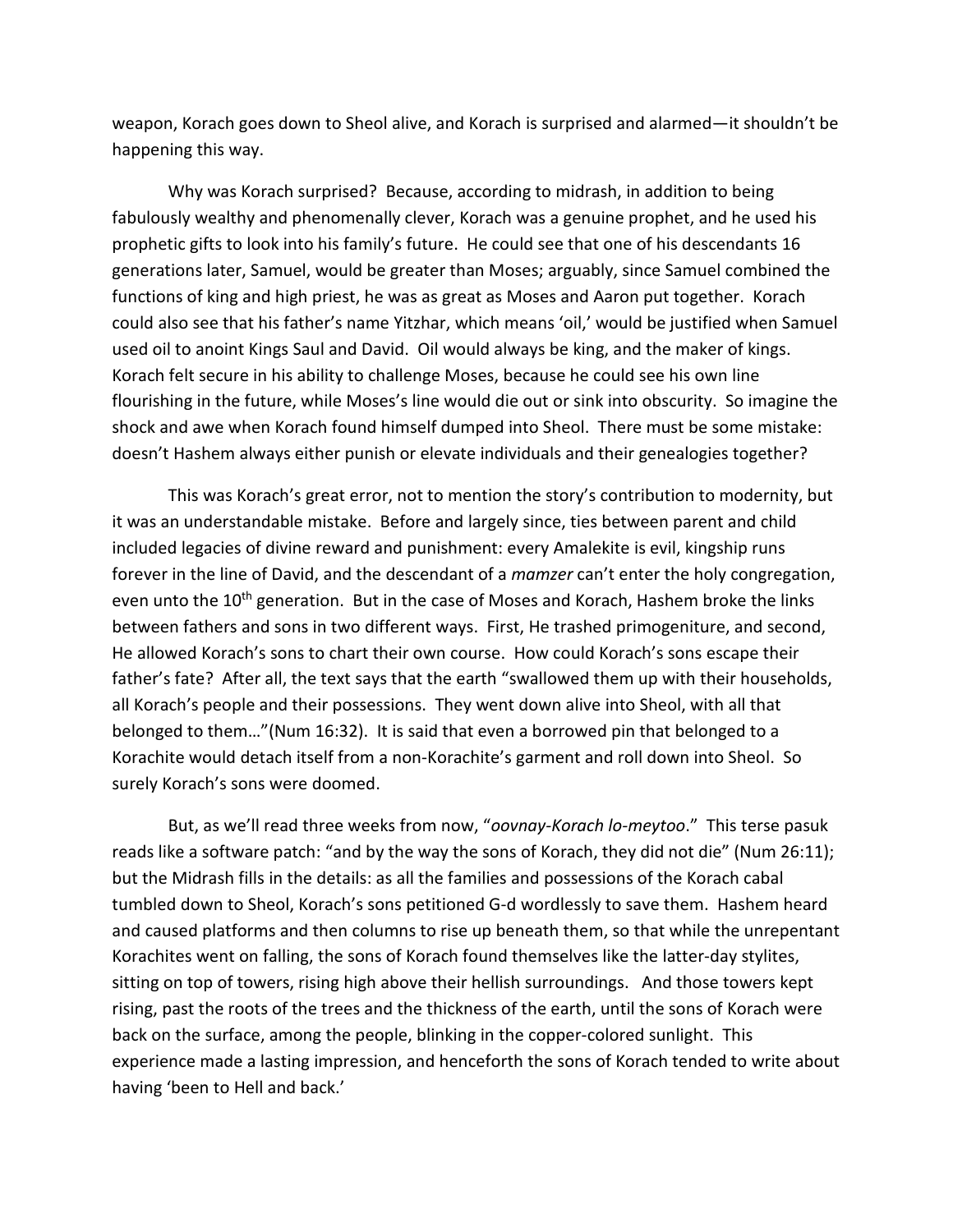weapon, Korach goes down to Sheol alive, and Korach is surprised and alarmed—it shouldn't be happening this way.

Why was Korach surprised? Because, according to midrash, in addition to being fabulously wealthy and phenomenally clever, Korach was a genuine prophet, and he used his prophetic gifts to look into his family's future. He could see that one of his descendants 16 generations later, Samuel, would be greater than Moses; arguably, since Samuel combined the functions of king and high priest, he was as great as Moses and Aaron put together. Korach could also see that his father's name Yitzhar, which means 'oil,' would be justified when Samuel used oil to anoint Kings Saul and David. Oil would always be king, and the maker of kings. Korach felt secure in his ability to challenge Moses, because he could see his own line flourishing in the future, while Moses's line would die out or sink into obscurity. So imagine the shock and awe when Korach found himself dumped into Sheol. There must be some mistake: doesn't Hashem always either punish or elevate individuals and their genealogies together?

This was Korach's great error, not to mention the story's contribution to modernity, but it was an understandable mistake. Before and largely since, ties between parent and child included legacies of divine reward and punishment: every Amalekite is evil, kingship runs forever in the line of David, and the descendant of a *mamzer* can't enter the holy congregation, even unto the 10th generation. But in the case of Moses and Korach, Hashem broke the links between fathers and sons in two different ways. First, He trashed primogeniture, and second, He allowed Korach's sons to chart their own course. How could Korach's sons escape their father's fate? After all, the text says that the earth "swallowed them up with their households, all Korach's people and their possessions. They went down alive into Sheol, with all that belonged to them…"(Num 16:32). It is said that even a borrowed pin that belonged to a Korachite would detach itself from a non-Korachite's garment and roll down into Sheol. So surely Korach's sons were doomed.

But, as we'll read three weeks from now, "*oovnay-Korach lo-meytoo*." This terse pasuk reads like a software patch: "and by the way the sons of Korach, they did not die" (Num 26:11); but the Midrash fills in the details: as all the families and possessions of the Korach cabal tumbled down to Sheol, Korach's sons petitioned G-d wordlessly to save them. Hashem heard and caused platforms and then columns to rise up beneath them, so that while the unrepentant Korachites went on falling, the sons of Korach found themselves like the latter-day stylites, sitting on top of towers, rising high above their hellish surroundings. And those towers kept rising, past the roots of the trees and the thickness of the earth, until the sons of Korach were back on the surface, among the people, blinking in the copper-colored sunlight. This experience made a lasting impression, and henceforth the sons of Korach tended to write about having 'been to Hell and back.'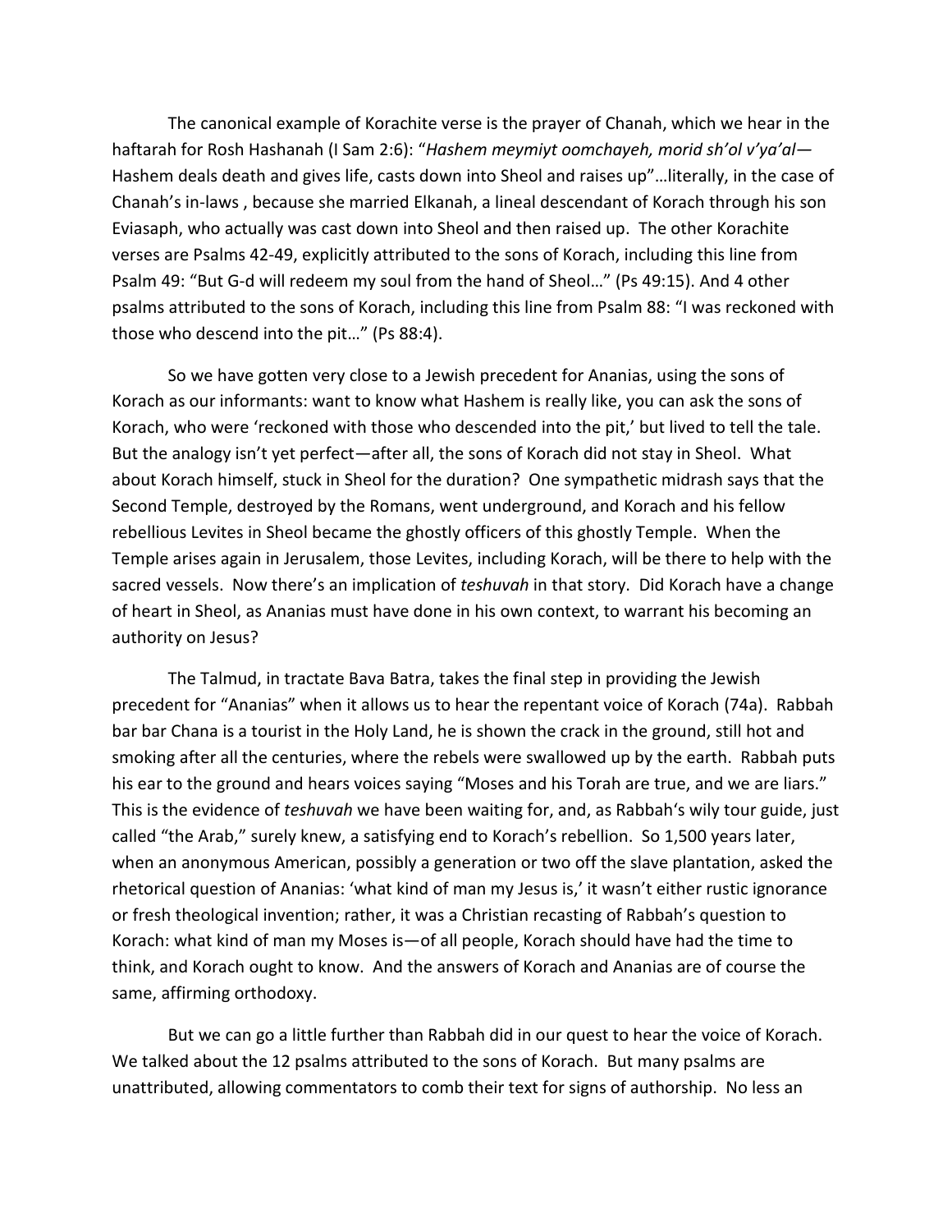The canonical example of Korachite verse is the prayer of Chanah, which we hear in the haftarah for Rosh Hashanah (I Sam 2:6): "*Hashem meymiyt oomchayeh, morid sh'ol v'ya'al*—Hashem deals death and gives life, casts down into Sheol and raises up"…literally, in the case of Chanah's in-laws , because she married Elkanah, a lineal descendant of Korach through his son Eviasaph, who actually was cast down into Sheol and then raised up. The other Korachite verses are Psalms 42-49, explicitly attributed to the sons of Korach, including this line from Psalm 49: "But G-d will redeem my soul from the hand of Sheol…" (Ps 49:15). And 4 other psalms attributed to the sons of Korach, including this line from Psalm 88: "I was reckoned with those who descend into the pit…" (Ps 88:4).

So we have gotten very close to a Jewish precedent for Ananias, using the sons of Korach as our informants: want to know what Hashem is really like, you can ask the sons of Korach, who were 'reckoned with those who descended into the pit,' but lived to tell the tale. But the analogy isn't yet perfect—after all, the sons of Korach did not stay in Sheol. What about Korach himself, stuck in Sheol for the duration? One sympathetic midrash says that the Second Temple, destroyed by the Romans, went underground, and Korach and his fellow rebellious Levites in Sheol became the ghostly officers of this ghostly Temple. When the Temple arises again in Jerusalem, those Levites, including Korach, will be there to help with the sacred vessels. Now there's an implication of *teshuvah* in that story. Did Korach have a change of heart in Sheol, as Ananias must have done in his own context, to warrant his becoming an authority on Jesus?

The Talmud, in tractate Bava Batra, takes the final step in providing the Jewish precedent for "Ananias" when it allows us to hear the repentant voice of Korach (74a). Rabbah bar bar Chana is a tourist in the Holy Land, he is shown the crack in the ground, still hot and smoking after all the centuries, where the rebels were swallowed up by the earth. Rabbah puts his ear to the ground and hears voices saying "Moses and his Torah are true, and we are liars." This is the evidence of *teshuvah* we have been waiting for, and, as Rabbah's wily tour guide, just called "the Arab," surely knew, a satisfying end to Korach's rebellion. So 1,500 years later, when an anonymous American, possibly a generation or two off the slave plantation, asked the rhetorical question of Ananias: 'what kind of man my Jesus is,' it wasn't either rustic ignorance or fresh theological invention; rather, it was a Christian recasting of Rabbah's question to Korach: what kind of man my Moses is—of all people, Korach should have had the time to think, and Korach ought to know. And the answers of Korach and Ananias are of course the same, affirming orthodoxy.

But we can go a little further than Rabbah did in our quest to hear the voice of Korach. We talked about the 12 psalms attributed to the sons of Korach. But many psalms are unattributed, allowing commentators to comb their text for signs of authorship. No less an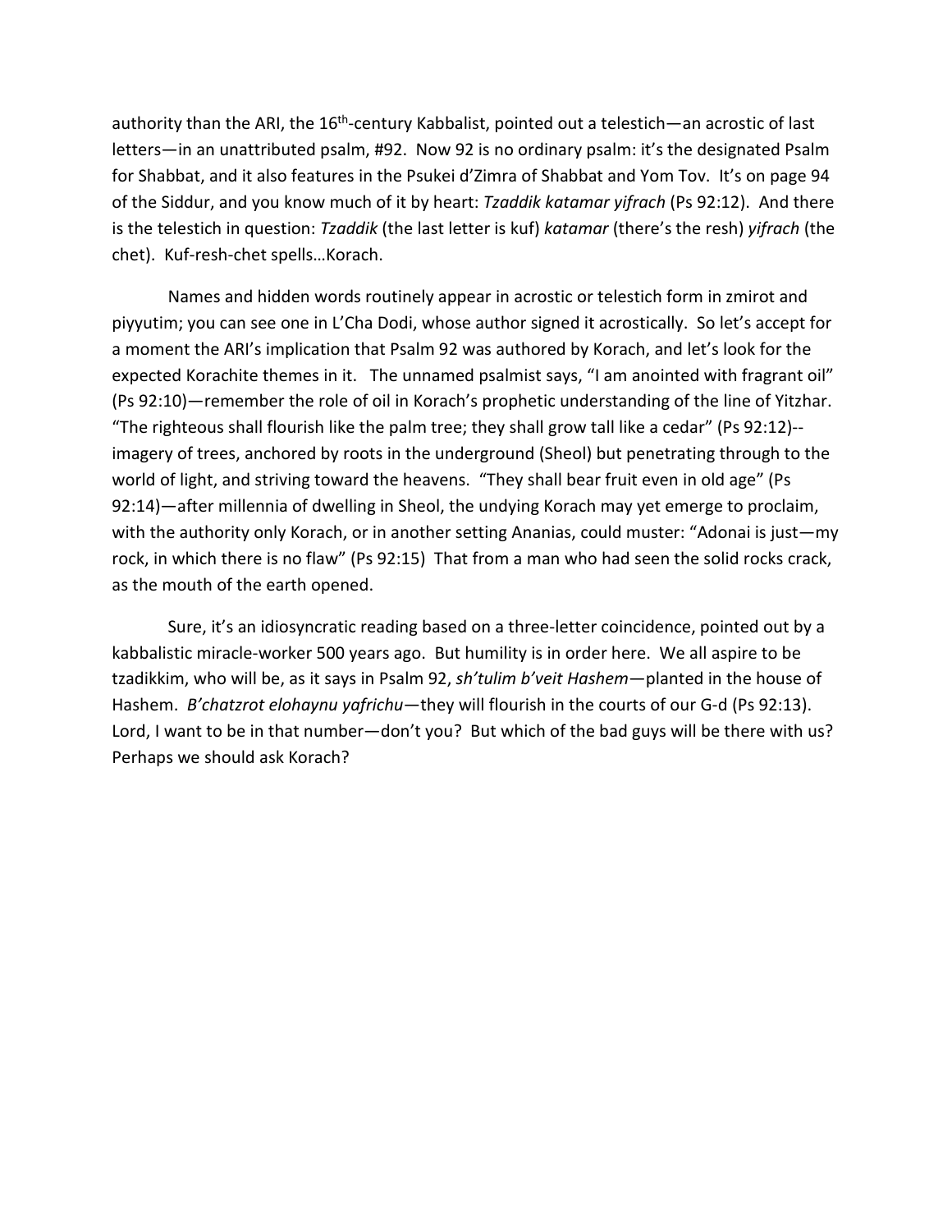authority than the ARI, the 16th-century Kabbalist, pointed out a telestich—an acrostic of last letters—in an unattributed psalm, #92. Now 92 is no ordinary psalm: it's the designated Psalm for Shabbat, and it also features in the Psukei d'Zimra of Shabbat and Yom Tov. It's on page 94 of the Siddur, and you know much of it by heart: *Tzaddik katamar yifrach* (Ps 92:12). And there is the telestich in question: *Tzaddik* (the last letter is kuf) *katamar* (there's the resh) *yifrach* (the chet). Kuf-resh-chet spells…Korach.

Names and hidden words routinely appear in acrostic or telestich form in zmirot and piyyutim; you can see one in L'Cha Dodi, whose author signed it acrostically. So let's accept for a moment the ARI's implication that Psalm 92 was authored by Korach, and let's look for the expected Korachite themes in it. The unnamed psalmist says, "I am anointed with fragrant oil" (Ps 92:10)—remember the role of oil in Korach's prophetic understanding of the line of Yitzhar. "The righteous shall flourish like the palm tree; they shall grow tall like a cedar" (Ps 92:12)--imagery of trees, anchored by roots in the underground (Sheol) but penetrating through to the world of light, and striving toward the heavens. "They shall bear fruit even in old age" (Ps 92:14)—after millennia of dwelling in Sheol, the undying Korach may yet emerge to proclaim, with the authority only Korach, or in another setting Ananias, could muster: "Adonai is just—my rock, in which there is no flaw" (Ps 92:15) That from a man who had seen the solid rocks crack, as the mouth of the earth opened.

Sure, it's an idiosyncratic reading based on a three-letter coincidence, pointed out by a kabbalistic miracle-worker 500 years ago. But humility is in order here. We all aspire to be tzadikkim, who will be, as it says in Psalm 92, *sh'tulim b'veit Hashem*—planted in the house of Hashem. *B'chatzrot elohaynu yafrichu*—they will flourish in the courts of our G-d (Ps 92:13). Lord, I want to be in that number—don't you? But which of the bad guys will be there with us? Perhaps we should ask Korach?